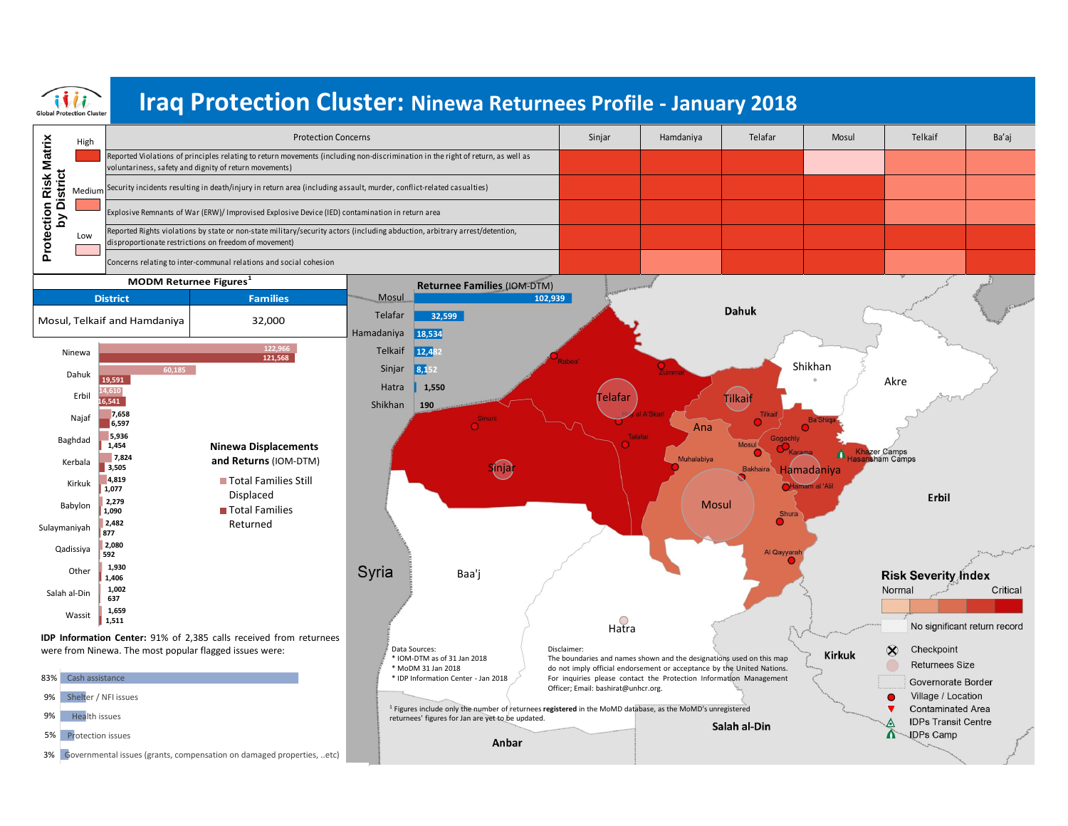# Iraq Protection Cluster: Ninewa Returnees Profile - January 2018

Global Protection Cluster

## Protection Risk Matrix by District

Legend: High / Medium / Low

| Protection Concerns | Sinjar | Hamdaniya | Telafar | Mosul | Telkaif | Ba'aj |
|---|---|---|---|---|---|---|
| Reported Violations of principles relating to return movements (including non-discrimination in the right of return, as well as voluntariness, safety and dignity of return movements) | High | High | High | Low | Medium | Medium |
| Security incidents resulting in death/injury in return area (including assault, murder, conflict-related casualties) | High | High | High | High | Medium | Medium |
| Explosive Remnants of War (ERW)/ Improvised Explosive Device (IED) contamination in return area | High | High | High | High | Medium | Medium |
| Reported Rights violations by state or non-state military/security actors (including abduction, arbitrary arrest/detention, disproportionate restrictions on freedom of movement) | High | High | High | High | High | High |
| Concerns relating to inter-communal relations and social cohesion | High | Medium | High | High | Medium | High |

## MODM Returnee Figures[1]

| District | Families |
|---|---|
| Mosul, Telkaif and Hamdaniya | 32,000 |

## Ninewa Displacements and Returns (IOM-DTM)

| Governorate | Total Families Still Displaced | Total Families Returned |
|---|---|---|
| Ninewa | 122,966 | 121,568 |
| Dahuk | 60,185 | 19,591 |
| Erbil | 14,610 | 16,541 |
| Najaf | 7,658 | 6,597 |
| Baghdad | 5,936 | 1,454 |
| Kerbala | 7,824 | 3,505 |
| Kirkuk | 4,819 | 1,077 |
| Babylon | 2,279 | 1,090 |
| Sulaymaniyah | 2,482 | 877 |
| Qadissiya | 2,080 | 592 |
| Other | 1,930 | 1,406 |
| Salah al-Din | 1,002 | 637 |
| Wassit | 1,659 | 1,511 |

## Returnee Families (IOM-DTM)

| District | Families |
|---|---|
| Mosul | 102,939 |
| Telafar | 32,599 |
| Hamadaniya | 18,534 |
| Telkaif | 12,482 |
| Sinjar | 8,152 |
| Hatra | 1,550 |
| Shikhan | 190 |

**IDP Information Center:** 91% of 2,385 calls received from returnees were from Ninewa. The most popular flagged issues were:

| % | Issue |
|---|---|
| 83% | Cash assistance |
| 9% | Shelter / NFI issues |
| 9% | Health issues |
| 5% | Protection issues |
| 3% | Governmental issues (grants, compensation on damaged properties, ..etc) |

Map labels: Dahuk, Shikhan, Akre, Erbil, Syria, Baa'j, Hatra, Kirkuk, Salah al-Din, Anbar, Telafar, Tilkaif, Ana, Sinjar, Mosul, Hamadaniya, Rabea', Zummar, Hay al A'Skari, Sinuni, Talafar, Tilkaif, Ba'Shiqa, Mosul, Gogachly, Karama, Muhalabiya, Bakhaira, Hamam al 'Alil, Shura, Al Qayyarah, Khazer Camps, Hasansham Camps

**Risk Severity Index**: Normal — Critical

- No significant return record
- Checkpoint
- Returnees Size
- Governorate Border
- Village / Location
- Contaminated Area
- IDPs Transit Centre
- IDPs Camp

Data Sources:
- IOM-DTM as of 31 Jan 2018
- MoDM 31 Jan 2018
- IDP Information Center - Jan 2018

Disclaimer:
The boundaries and names shown and the designations used on this map do not imply official endorsement or acceptance by the United Nations. For inquiries please contact the Protection Information Management Officer; Email: bashirat@unhcr.org.

[1] Figures include only the number of returnees **registered** in the MoMD database, as the MoMD's unregistered returnees' figures for Jan are yet to be updated.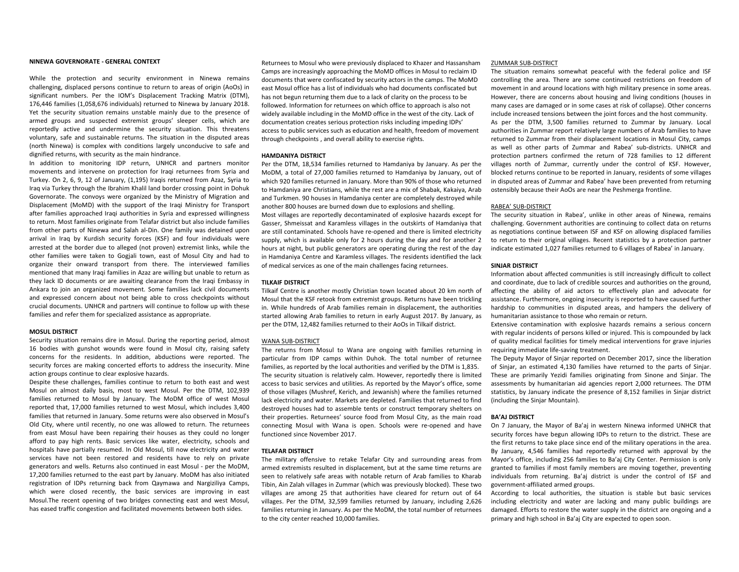## NINEWA GOVERNORATE - GENERAL CONTEXT

While the protection and security environment in Ninewa remains challenging, displaced persons continue to return to areas of origin (AoOs) in significant numbers. Per the IOM's Displacement Tracking Matrix (DTM), 176,446 families (1,058,676 individuals) returned to Ninewa by January 2018. Yet the security situation remains unstable mainly due to the presence of armed groups and suspected extremist groups' sleeper cells, which are reportedly active and undermine the security situation. This threatens voluntary, safe and sustainable returns. The situation in the disputed areas (north Ninewa) is complex with conditions largely unconducive to safe and dignified returns, with security as the main hindrance.

In addition to monitoring IDP return, UNHCR and partners monitor movements and intervene on protection for Iraqi returnees from Syria and Turkey. On 2, 6, 9, 12 of January, (1,195) Iraqis returned from Azaz, Syria to Iraq via Turkey through the Ibrahim Khalil land border crossing point in Dohuk Governorate. The convoys were organized by the Ministry of Migration and Displacement (MoMD) with the support of the Iraqi Ministry for Transport after families approached Iraqi authorities in Syria and expressed willingness to return. Most families originate from Telafar district but also include families from other parts of Ninewa and Salah al-Din. One family was detained upon arrival in Iraq by Kurdish security forces (KSF) and four individuals were arrested at the border due to alleged (not proven) extremist links, while the other families were taken to Gogjali town, east of Mosul City and had to organize their onward transport from there. The interviewed families mentioned that many Iraqi families in Azaz are willing but unable to return as they lack ID documents or are awaiting clearance from the Iraqi Embassy in Ankara to join an organized movement. Some families lack civil documents and expressed concern about not being able to cross checkpoints without crucial documents. UNHCR and partners will continue to follow up with these families and refer them for specialized assistance as appropriate.

### MOSUL DISTRICT

Security situation remains dire in Mosul. During the reporting period, almost 16 bodies with gunshot wounds were found in Mosul city, raising safety concerns for the residents. In addition, abductions were reported. The security forces are making concerted efforts to address the insecurity. Mine action groups continue to clear explosive hazards.

Despite these challenges, families continue to return to both east and west Mosul on almost daily basis, most to west Mosul. Per the DTM, 102,939 families returned to Mosul by January. The MoMD office of west Mosul reported that, 17,000 families returned to west Mosul, which includes 3,400 families that returned in January. Some returns were also observed in Mosul's Old City, where until recently, no one was allowed to return. The returnees from east Mosul have been repairing their houses as they could no longer afford to pay high rents. Basic services like water, electricity, schools and hospitals have partially resumed. In Old Mosul, till now electricity and water services have not been restored and residents have to rely on private generators and wells. Returns also continued in east Mosul - per the MoDM, 17,200 families returned to the east part by January. MoMD has also initiated registration of IDPs returning back from Qaymawa and Nargiziliya Camps, which were closed recently, the basic services are improving in east Mosul.The recent opening of two bridges connecting east and west Mosul, has eased traffic congestion and facilitated movements between both sides.

Returnees to Mosul who were previously displaced to Khazer and Hassansham Camps are increasingly approaching the MoMD offices in Mosul to reclaim ID documents that were confiscated by security actors in the camps. The MoMD east Mosul office has a list of individuals who had documents confiscated but has not begun returning them due to a lack of clarity on the process to be followed. Information for returnees on which office to approach is also not widely available including in the MoMD office in the west of the city. Lack of documentation creates serious protection risks including impeding IDPs' access to public services such as education and health, freedom of movement through checkpoints , and overall ability to exercise rights.

### HAMDANIYA DISTRICT

Per the DTM, 18,534 families returned to Hamdaniya by January. As per the MoDM, a total of 27,000 families returned to Hamdaniya by January, out of which 920 families returned in January. More than 90% of those who returned to Hamdaniya are Christians, while the rest are a mix of Shabak, Kakaiya, Arab and Turkmen. 90 houses in Hamdaniya center are completely destroyed while another 800 houses are burned down due to explosions and shelling.

Most villages are reportedly decontaminated of explosive hazards except for Gasser, Shmeissat and Karamless villages in the outskirts of Hamdaniya that are still contaminated. Schools have re-opened and there is limited electricity supply, which is available only for 2 hours during the day and for another 2 hours at night, but public generators are operating during the rest of the day in Hamdaniya Centre and Karamless villages. The residents identified the lack of medical services as one of the main challenges facing returnees.

### TILKAIF DISTRICT

Tilkaif Centre is another mostly Christian town located about 20 km north of Mosul that the KSF retook from extremist groups. Returns have been trickling in. While hundreds of Arab families remain in displacement, the authorities started allowing Arab families to return in early August 2017. By January, as per the DTM, 12,482 families returned to their AoOs in Tilkaif district.

#### WANA SUB-DISTRICT

The returns from Mosul to Wana are ongoing with families returning in particular from IDP camps within Duhok. The total number of returnee families, as reported by the local authorities and verified by the DTM is 1,835. The security situation is relatively calm. However, reportedly there is limited access to basic services and utilities. As reported by the Mayor's office, some of those villages (Mushref, Kerich, and Jewanish) where the families returned lack electricity and water. Markets are depleted. Families that returned to find destroyed houses had to assemble tents or construct temporary shelters on their properties. Returnees' source food from Mosul City, as the main road connecting Mosul with Wana is open. Schools were re-opened and have functioned since November 2017.

### TELAFAR DISTRICT

The military offensive to retake Telafar City and surrounding areas from armed extremists resulted in displacement, but at the same time returns are seen to relatively safe areas with notable return of Arab families to Kharab Tibin, Ain Zalah villages in Zummar (which was previously blocked). These two villages are among 25 that authorities have cleared for return out of 64 villages. Per the DTM, 32,599 families returned by January, including 2,626 families returning in January. As per the MoDM, the total number of returnees to the city center reached 10,000 families.

#### ZUMMAR SUB-DISTRICT

The situation remains somewhat peaceful with the federal police and ISF controlling the area. There are some continued restrictions on freedom of movement in and around locations with high military presence in some areas. However, there are concerns about housing and living conditions (houses in many cases are damaged or in some cases at risk of collapse). Other concerns include increased tensions between the joint forces and the host community.

As per the DTM, 3,500 families returned to Zummar by January. Local authorities in Zummar report relatively large numbers of Arab families to have returned to Zummar from their displacement locations in Mosul City, camps as well as other parts of Zummar and Rabea' sub-districts. UNHCR and protection partners confirmed the return of 728 families to 12 different villages north of Zummar, currently under the control of KSF. However, blocked returns continue to be reported in January, residents of some villages in disputed areas of Zummar and Rabea' have been prevented from returning ostensibly because their AoOs are near the Peshmerga frontline.

#### RABEA' SUB-DISTRICT

The security situation in Rabea', unlike in other areas of Ninewa, remains challenging. Government authorities are continuing to collect data on returns as negotiations continue between ISF and KSF on allowing displaced families to return to their original villages. Recent statistics by a protection partner indicate estimated 1,027 families returned to 6 villages of Rabea' in January.

### SINJAR DISTRICT

Information about affected communities is still increasingly difficult to collect and coordinate, due to lack of credible sources and authorities on the ground, affecting the ability of aid actors to effectively plan and advocate for assistance. Furthermore, ongoing insecurity is reported to have caused further hardship to communities in disputed areas, and hampers the delivery of humanitarian assistance to those who remain or return.

Extensive contamination with explosive hazards remains a serious concern with regular incidents of persons killed or injured. This is compounded by lack of quality medical facilities for timely medical interventions for grave injuries requiring immediate life-saving treatment.

The Deputy Mayor of Sinjar reported on December 2017, since the liberation of Sinjar, an estimated 4,130 families have returned to the parts of Sinjar. These are primarily Yezidi families originating from Sinone and Sinjar. The assessments by humanitarian aid agencies report 2,000 returnees. The DTM statistics, by January indicate the presence of 8,152 families in Sinjar district (including the Sinjar Mountain).

### BA'AJ DISTRICT

On 7 January, the Mayor of Ba'aj in western Ninewa informed UNHCR that security forces have begun allowing IDPs to return to the district. These are the first returns to take place since end of the military operations in the area. By January, 4,546 families had reportedly returned with approval by the Mayor's office, including 256 families to Ba'aj City Center. Permission is only granted to families if most family members are moving together, preventing individuals from returning. Ba'aj district is under the control of ISF and government-affiliated armed groups.

According to local authorities, the situation is stable but basic services including electricity and water are lacking and many public buildings are damaged. Efforts to restore the water supply in the district are ongoing and a primary and high school in Ba'aj City are expected to open soon.